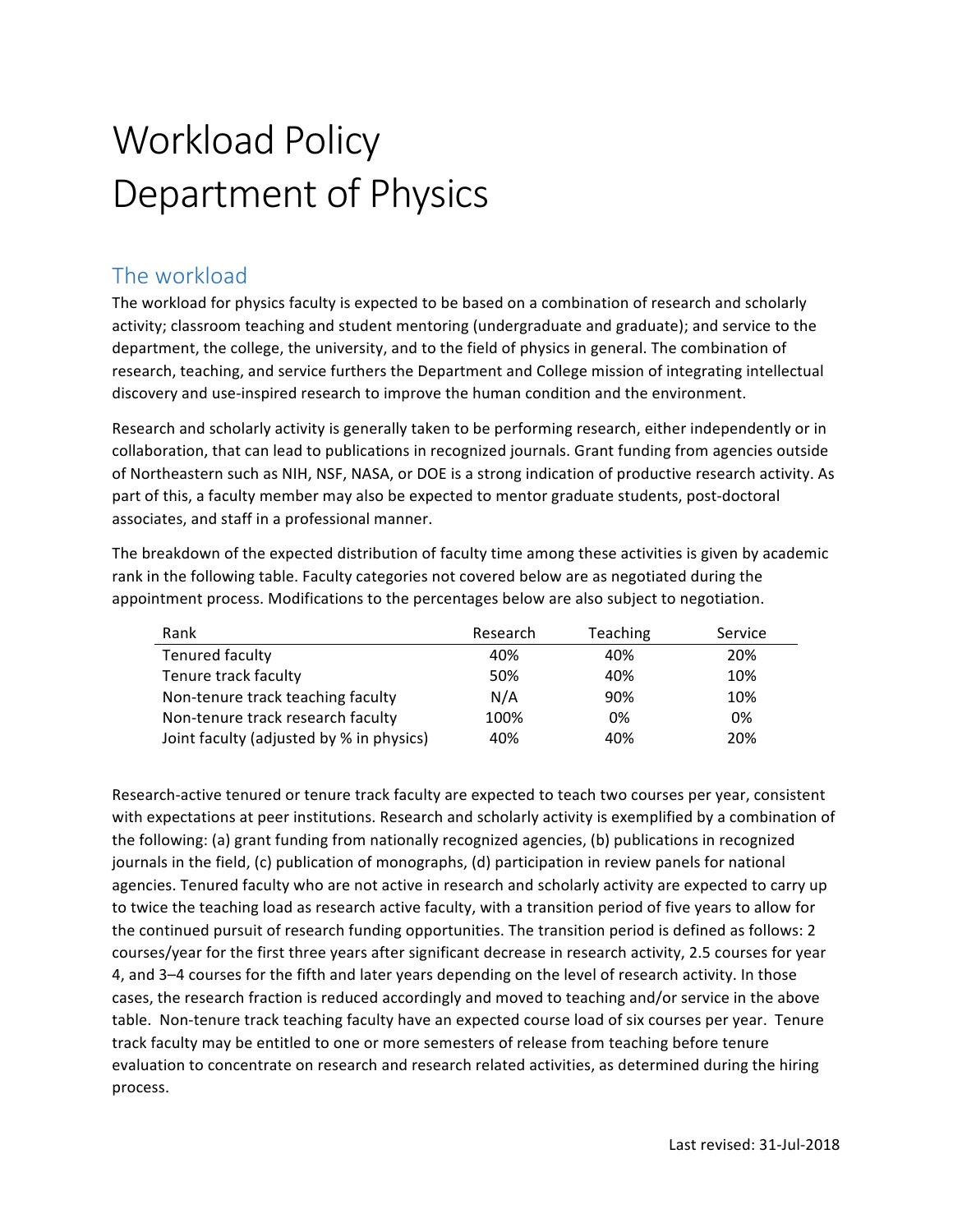# Workload Policy
# Department of Physics

## The workload

The workload for physics faculty is expected to be based on a combination of research and scholarly activity; classroom teaching and student mentoring (undergraduate and graduate); and service to the department, the college, the university, and to the field of physics in general. The combination of research, teaching, and service furthers the Department and College mission of integrating intellectual discovery and use-inspired research to improve the human condition and the environment.

Research and scholarly activity is generally taken to be performing research, either independently or in collaboration, that can lead to publications in recognized journals. Grant funding from agencies outside of Northeastern such as NIH, NSF, NASA, or DOE is a strong indication of productive research activity. As part of this, a faculty member may also be expected to mentor graduate students, post-doctoral associates, and staff in a professional manner.

The breakdown of the expected distribution of faculty time among these activities is given by academic rank in the following table. Faculty categories not covered below are as negotiated during the appointment process. Modifications to the percentages below are also subject to negotiation.

| Rank | Research | Teaching | Service |
|---|---|---|---|
| Tenured faculty | 40% | 40% | 20% |
| Tenure track faculty | 50% | 40% | 10% |
| Non-tenure track teaching faculty | N/A | 90% | 10% |
| Non-tenure track research faculty | 100% | 0% | 0% |
| Joint faculty (adjusted by % in physics) | 40% | 40% | 20% |

Research-active tenured or tenure track faculty are expected to teach two courses per year, consistent with expectations at peer institutions. Research and scholarly activity is exemplified by a combination of the following: (a) grant funding from nationally recognized agencies, (b) publications in recognized journals in the field, (c) publication of monographs, (d) participation in review panels for national agencies. Tenured faculty who are not active in research and scholarly activity are expected to carry up to twice the teaching load as research active faculty, with a transition period of five years to allow for the continued pursuit of research funding opportunities. The transition period is defined as follows: 2 courses/year for the first three years after significant decrease in research activity, 2.5 courses for year 4, and 3–4 courses for the fifth and later years depending on the level of research activity. In those cases, the research fraction is reduced accordingly and moved to teaching and/or service in the above table. Non-tenure track teaching faculty have an expected course load of six courses per year. Tenure track faculty may be entitled to one or more semesters of release from teaching before tenure evaluation to concentrate on research and research related activities, as determined during the hiring process.

Last revised: 31-Jul-2018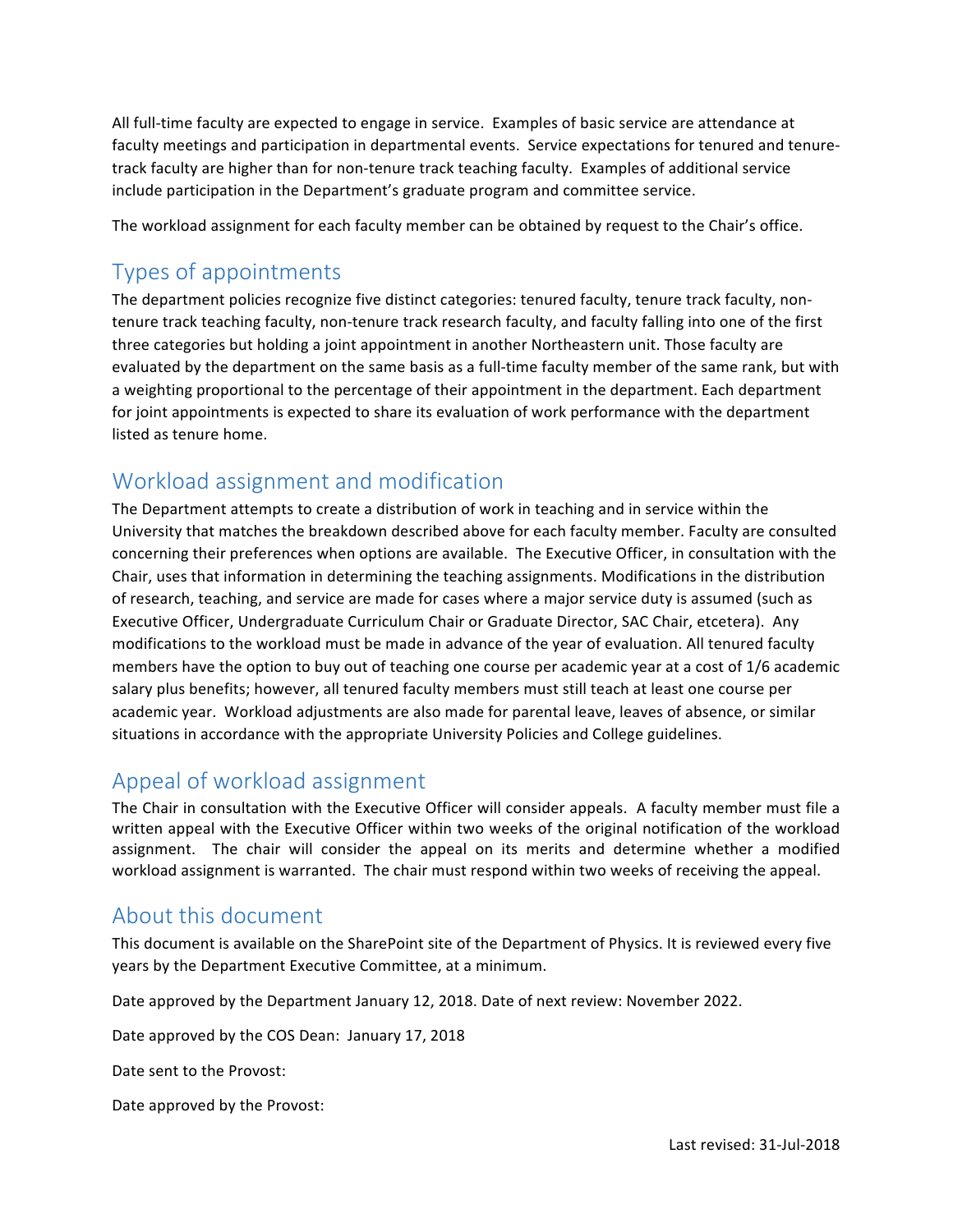All full-time faculty are expected to engage in service. Examples of basic service are attendance at faculty meetings and participation in departmental events. Service expectations for tenured and tenure-track faculty are higher than for non-tenure track teaching faculty. Examples of additional service include participation in the Department's graduate program and committee service.

The workload assignment for each faculty member can be obtained by request to the Chair's office.

## Types of appointments

The department policies recognize five distinct categories: tenured faculty, tenure track faculty, non-tenure track teaching faculty, non-tenure track research faculty, and faculty falling into one of the first three categories but holding a joint appointment in another Northeastern unit. Those faculty are evaluated by the department on the same basis as a full-time faculty member of the same rank, but with a weighting proportional to the percentage of their appointment in the department. Each department for joint appointments is expected to share its evaluation of work performance with the department listed as tenure home.

## Workload assignment and modification

The Department attempts to create a distribution of work in teaching and in service within the University that matches the breakdown described above for each faculty member. Faculty are consulted concerning their preferences when options are available. The Executive Officer, in consultation with the Chair, uses that information in determining the teaching assignments. Modifications in the distribution of research, teaching, and service are made for cases where a major service duty is assumed (such as Executive Officer, Undergraduate Curriculum Chair or Graduate Director, SAC Chair, etcetera). Any modifications to the workload must be made in advance of the year of evaluation. All tenured faculty members have the option to buy out of teaching one course per academic year at a cost of 1/6 academic salary plus benefits; however, all tenured faculty members must still teach at least one course per academic year. Workload adjustments are also made for parental leave, leaves of absence, or similar situations in accordance with the appropriate University Policies and College guidelines.

## Appeal of workload assignment

The Chair in consultation with the Executive Officer will consider appeals. A faculty member must file a written appeal with the Executive Officer within two weeks of the original notification of the workload assignment. The chair will consider the appeal on its merits and determine whether a modified workload assignment is warranted. The chair must respond within two weeks of receiving the appeal.

## About this document

This document is available on the SharePoint site of the Department of Physics. It is reviewed every five years by the Department Executive Committee, at a minimum.

Date approved by the Department January 12, 2018. Date of next review: November 2022.

Date approved by the COS Dean: January 17, 2018

Date sent to the Provost:

Date approved by the Provost:

Last revised: 31-Jul-2018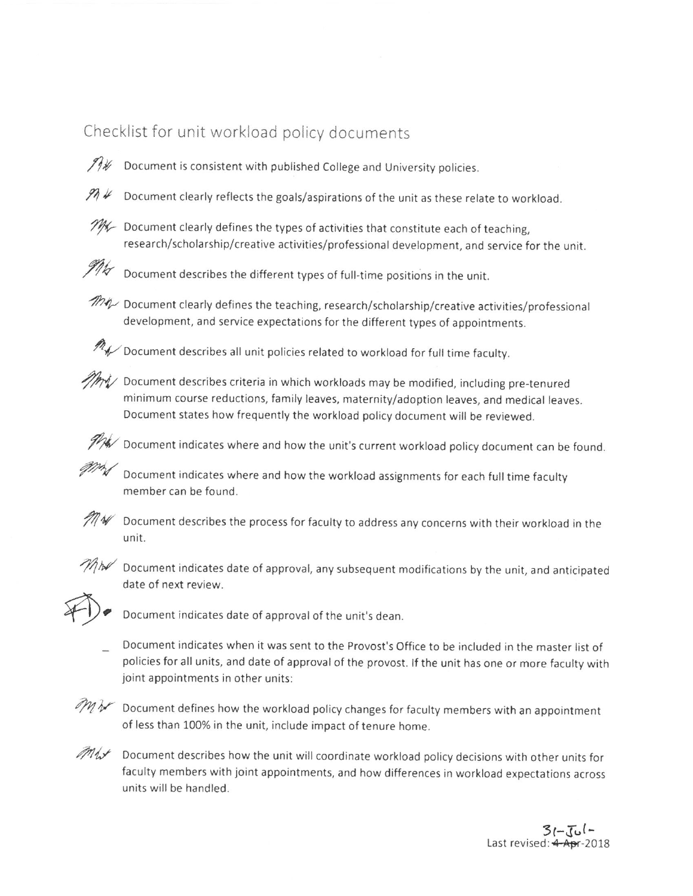# Checklist for unit workload policy documents

- MW Document is consistent with published College and University policies.
- MW Document clearly reflects the goals/aspirations of the unit as these relate to workload.
- MW Document clearly defines the types of activities that constitute each of teaching, research/scholarship/creative activities/professional development, and service for the unit.
- MW Document describes the different types of full-time positions in the unit.
- MW Document clearly defines the teaching, research/scholarship/creative activities/professional development, and service expectations for the different types of appointments.
- MW Document describes all unit policies related to workload for full time faculty.
- MW Document describes criteria in which workloads may be modified, including pre-tenured minimum course reductions, family leaves, maternity/adoption leaves, and medical leaves. Document states how frequently the workload policy document will be reviewed.
- MW Document indicates where and how the unit's current workload policy document can be found.
- MW Document indicates where and how the workload assignments for each full time faculty member can be found.
- MW Document describes the process for faculty to address any concerns with their workload in the unit.
- MW Document indicates date of approval, any subsequent modifications by the unit, and anticipated date of next review.
- FD Document indicates date of approval of the unit's dean.
- _ Document indicates when it was sent to the Provost's Office to be included in the master list of policies for all units, and date of approval of the provost. If the unit has one or more faculty with joint appointments in other units:
- MW Document defines how the workload policy changes for faculty members with an appointment of less than 100% in the unit, include impact of tenure home.
- MW Document describes how the unit will coordinate workload policy decisions with other units for faculty members with joint appointments, and how differences in workload expectations across units will be handled.

Last revised: ~~4-Apr~~ 31-Jul-2018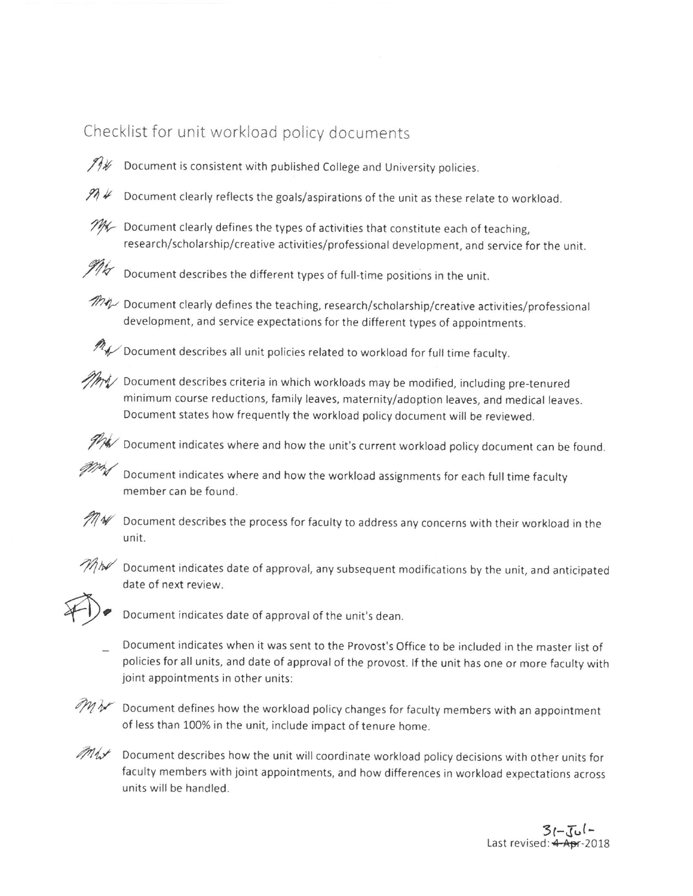# Checklist for unit workload policy documents

- MW Document is consistent with published College and University policies.
- MW Document clearly reflects the goals/aspirations of the unit as these relate to workload.
- MW Document clearly defines the types of activities that constitute each of teaching, research/scholarship/creative activities/professional development, and service for the unit.
- MW Document describes the different types of full-time positions in the unit.
- MW Document clearly defines the teaching, research/scholarship/creative activities/professional development, and service expectations for the different types of appointments.
- MW Document describes all unit policies related to workload for full time faculty.
- MW Document describes criteria in which workloads may be modified, including pre-tenured minimum course reductions, family leaves, maternity/adoption leaves, and medical leaves. Document states how frequently the workload policy document will be reviewed.
- MW Document indicates where and how the unit's current workload policy document can be found.
- MW Document indicates where and how the workload assignments for each full time faculty member can be found.
- MW Document describes the process for faculty to address any concerns with their workload in the unit.
- MW Document indicates date of approval, any subsequent modifications by the unit, and anticipated date of next review.
- FD Document indicates date of approval of the unit's dean.
- _ Document indicates when it was sent to the Provost's Office to be included in the master list of policies for all units, and date of approval of the provost. If the unit has one or more faculty with joint appointments in other units:
- MW Document defines how the workload policy changes for faculty members with an appointment of less than 100% in the unit, include impact of tenure home.
- MW Document describes how the unit will coordinate workload policy decisions with other units for faculty members with joint appointments, and how differences in workload expectations across units will be handled.

Last revised: ~~4-Apr~~ 31-Jul-2018